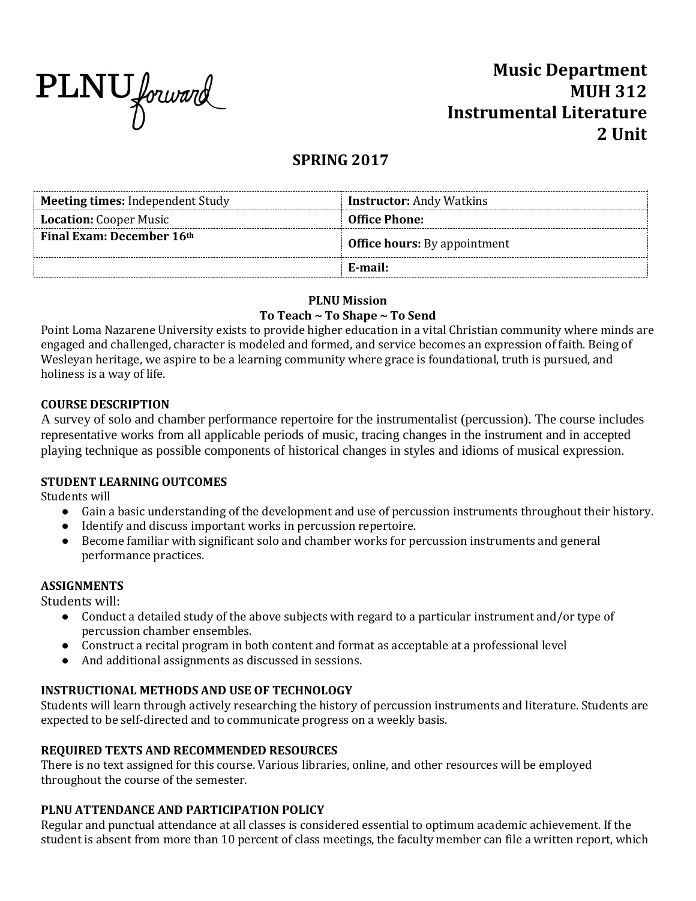PLNU forward

# Music Department
# MUH 312
# Instrumental Literature
# 2 Unit

## SPRING 2017

| **Meeting times:** Independent Study | **Instructor:** Andy Watkins |
|---|---|
| **Location:** Cooper Music | **Office Phone:** |
| **Final Exam: December 16th** | **Office hours:** By appointment |
| | **E-mail:** |

**PLNU Mission**

**To Teach ~ To Shape ~ To Send**

Point Loma Nazarene University exists to provide higher education in a vital Christian community where minds are engaged and challenged, character is modeled and formed, and service becomes an expression of faith. Being of Wesleyan heritage, we aspire to be a learning community where grace is foundational, truth is pursued, and holiness is a way of life.

### COURSE DESCRIPTION

A survey of solo and chamber performance repertoire for the instrumentalist (percussion). The course includes representative works from all applicable periods of music, tracing changes in the instrument and in accepted playing technique as possible components of historical changes in styles and idioms of musical expression.

### STUDENT LEARNING OUTCOMES

Students will

- Gain a basic understanding of the development and use of percussion instruments throughout their history.
- Identify and discuss important works in percussion repertoire.
- Become familiar with significant solo and chamber works for percussion instruments and general performance practices.

### ASSIGNMENTS

Students will:

- Conduct a detailed study of the above subjects with regard to a particular instrument and/or type of percussion chamber ensembles.
- Construct a recital program in both content and format as acceptable at a professional level
- And additional assignments as discussed in sessions.

### INSTRUCTIONAL METHODS AND USE OF TECHNOLOGY

Students will learn through actively researching the history of percussion instruments and literature. Students are expected to be self-directed and to communicate progress on a weekly basis.

### REQUIRED TEXTS AND RECOMMENDED RESOURCES

There is no text assigned for this course. Various libraries, online, and other resources will be employed throughout the course of the semester.

### PLNU ATTENDANCE AND PARTICIPATION POLICY

Regular and punctual attendance at all classes is considered essential to optimum academic achievement. If the student is absent from more than 10 percent of class meetings, the faculty member can file a written report, which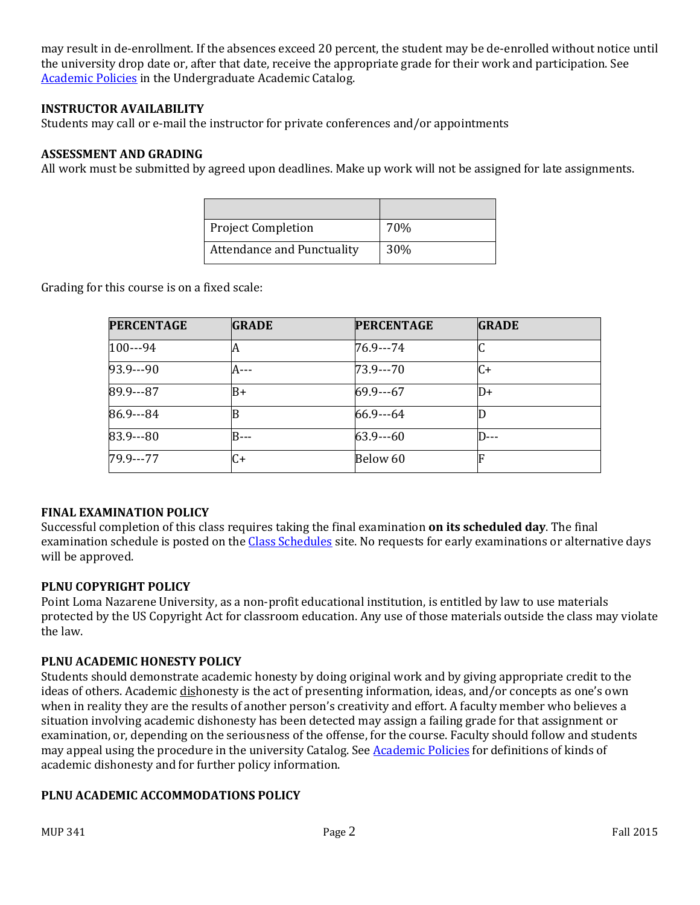may result in de-enrollment. If the absences exceed 20 percent, the student may be de-enrolled without notice until the university drop date or, after that date, receive the appropriate grade for their work and participation. See [Academic Policies] in the Undergraduate Academic Catalog.

**INSTRUCTOR AVAILABILITY**

Students may call or e-mail the instructor for private conferences and/or appointments

**ASSESSMENT AND GRADING**

All work must be submitted by agreed upon deadlines. Make up work will not be assigned for late assignments.

| | |
|---|---|
| Project Completion | 70% |
| Attendance and Punctuality | 30% |

Grading for this course is on a fixed scale:

| PERCENTAGE | GRADE | PERCENTAGE | GRADE |
|---|---|---|---|
| 100---94 | A | 76.9---74 | C |
| 93.9---90 | A--- | 73.9---70 | C+ |
| 89.9---87 | B+ | 69.9---67 | D+ |
| 86.9---84 | B | 66.9---64 | D |
| 83.9---80 | B--- | 63.9---60 | D--- |
| 79.9---77 | C+ | Below 60 | F |

**FINAL EXAMINATION POLICY**

Successful completion of this class requires taking the final examination **on its scheduled day**. The final examination schedule is posted on the [Class Schedules] site. No requests for early examinations or alternative days will be approved.

**PLNU COPYRIGHT POLICY**

Point Loma Nazarene University, as a non-profit educational institution, is entitled by law to use materials protected by the US Copyright Act for classroom education. Any use of those materials outside the class may violate the law.

**PLNU ACADEMIC HONESTY POLICY**

Students should demonstrate academic honesty by doing original work and by giving appropriate credit to the ideas of others. Academic dishonesty is the act of presenting information, ideas, and/or concepts as one's own when in reality they are the results of another person's creativity and effort. A faculty member who believes a situation involving academic dishonesty has been detected may assign a failing grade for that assignment or examination, or, depending on the seriousness of the offense, for the course. Faculty should follow and students may appeal using the procedure in the university Catalog. See [Academic Policies] for definitions of kinds of academic dishonesty and for further policy information.

**PLNU ACADEMIC ACCOMMODATIONS POLICY**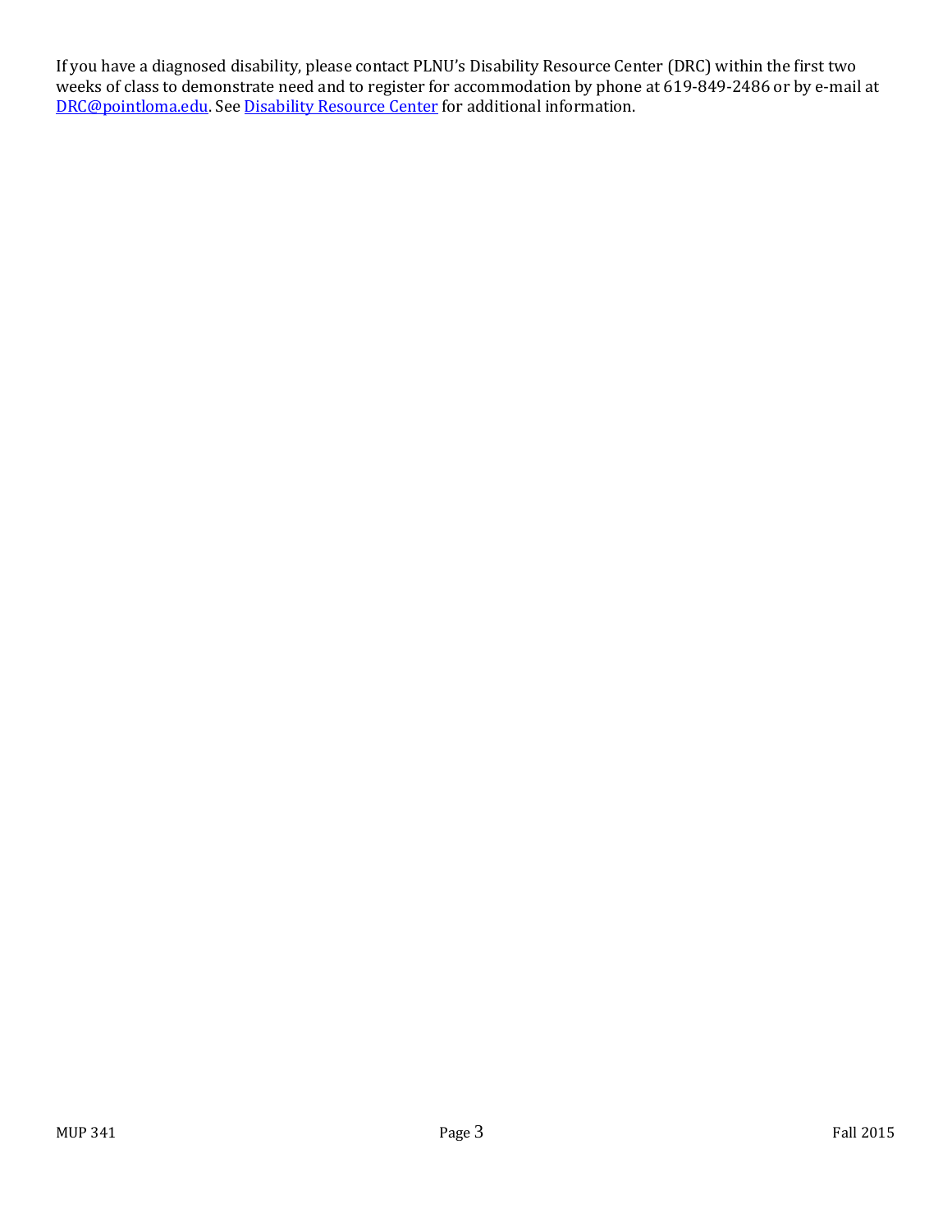If you have a diagnosed disability, please contact PLNU's Disability Resource Center (DRC) within the first two weeks of class to demonstrate need and to register for accommodation by phone at 619-849-2486 or by e-mail at DRC@pointloma.edu. See Disability Resource Center for additional information.